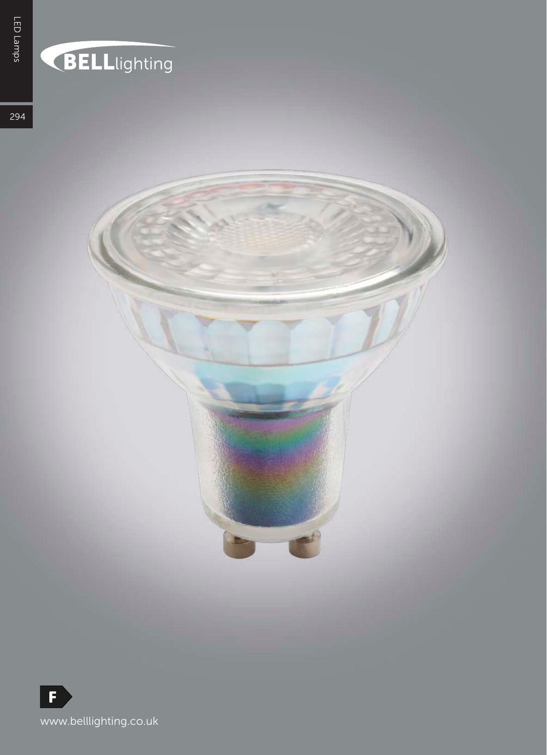BELLlighting

F

www.belllighting.co.uk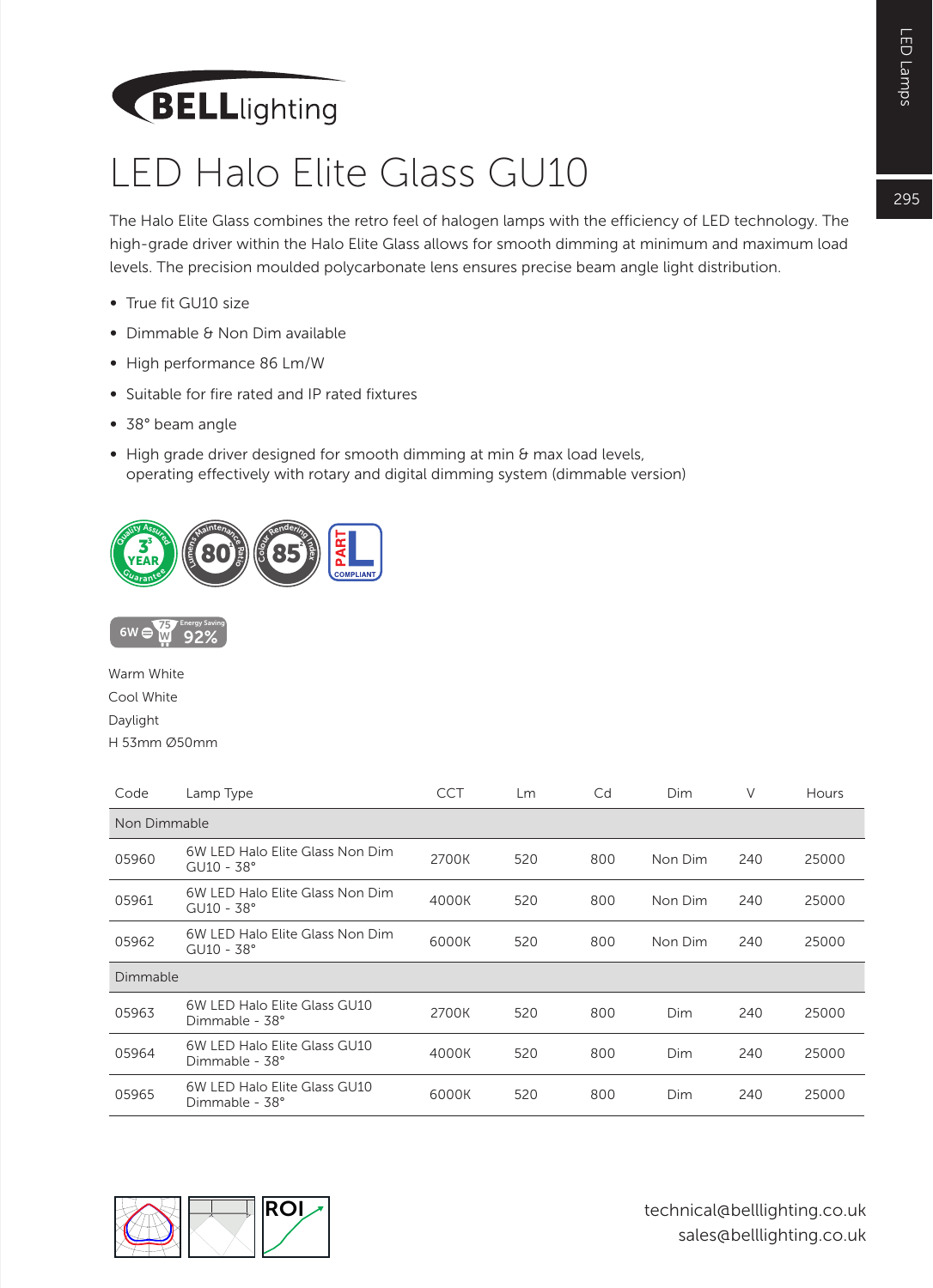# LED Halo Elite Glass GU10

The Halo Elite Glass combines the retro feel of halogen lamps with the efficiency of LED technology. The high-grade driver within the Halo Elite Glass allows for smooth dimming at minimum and maximum load levels. The precision moulded polycarbonate lens ensures precise beam angle light distribution.

- True fit GU10 size
- Dimmable & Non Dim available
- High performance 86 Lm/W
- Suitable for fire rated and IP rated fixtures
- 38° beam angle
- High grade driver designed for smooth dimming at min & max load levels, operating effectively with rotary and digital dimming system (dimmable version)

3 YEAR Quality Assured Guarantee

80 Lumens Maintenance Ratio

85 Colour Rendering Index

PART L COMPLIANT

6W = 75W Energy Saving 92%

Warm White
Cool White
Daylight
H 53mm Ø50mm

| Code | Lamp Type | CCT | Lm | Cd | Dim | V | Hours |
|---|---|---|---|---|---|---|---|
| Non Dimmable | | | | | | | |
| 05960 | 6W LED Halo Elite Glass Non Dim GU10 - 38° | 2700K | 520 | 800 | Non Dim | 240 | 25000 |
| 05961 | 6W LED Halo Elite Glass Non Dim GU10 - 38° | 4000K | 520 | 800 | Non Dim | 240 | 25000 |
| 05962 | 6W LED Halo Elite Glass Non Dim GU10 - 38° | 6000K | 520 | 800 | Non Dim | 240 | 25000 |
| Dimmable | | | | | | | |
| 05963 | 6W LED Halo Elite Glass GU10 Dimmable - 38° | 2700K | 520 | 800 | Dim | 240 | 25000 |
| 05964 | 6W LED Halo Elite Glass GU10 Dimmable - 38° | 4000K | 520 | 800 | Dim | 240 | 25000 |
| 05965 | 6W LED Halo Elite Glass GU10 Dimmable - 38° | 6000K | 520 | 800 | Dim | 240 | 25000 |

ROI

technical@belllighting.co.uk
sales@belllighting.co.uk